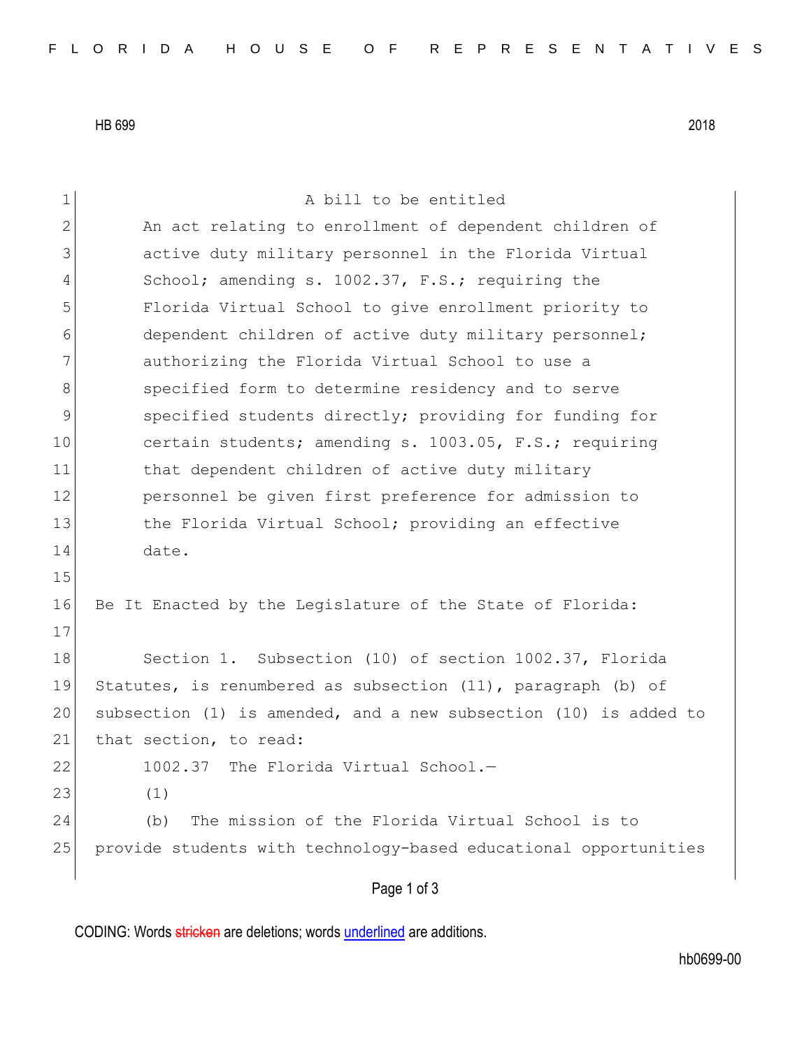HB 699 2018

A bill to be entitled

An act relating to enrollment of dependent children of active duty military personnel in the Florida Virtual School; amending s. 1002.37, F.S.; requiring the Florida Virtual School to give enrollment priority to dependent children of active duty military personnel; authorizing the Florida Virtual School to use a specified form to determine residency and to serve specified students directly; providing for funding for certain students; amending s. 1003.05, F.S.; requiring that dependent children of active duty military personnel be given first preference for admission to the Florida Virtual School; providing an effective date.

Be It Enacted by the Legislature of the State of Florida:

Section 1. Subsection (10) of section 1002.37, Florida Statutes, is renumbered as subsection (11), paragraph (b) of subsection (1) is amended, and a new subsection (10) is added to that section, to read:

1002.37 The Florida Virtual School.—

(1)

(b) The mission of the Florida Virtual School is to provide students with technology-based educational opportunities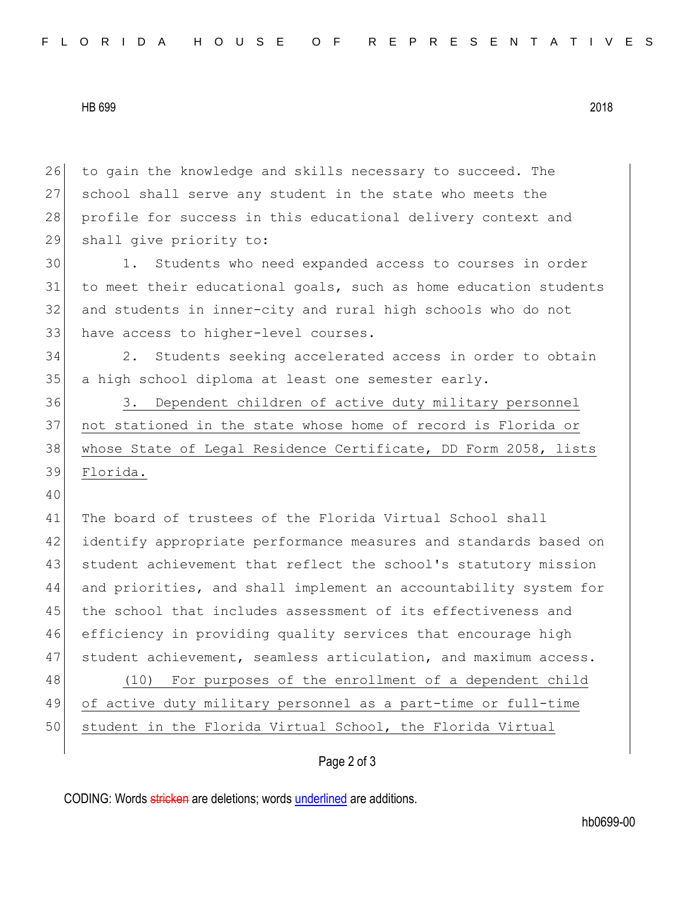to gain the knowledge and skills necessary to succeed. The school shall serve any student in the state who meets the profile for success in this educational delivery context and shall give priority to:

1. Students who need expanded access to courses in order to meet their educational goals, such as home education students and students in inner-city and rural high schools who do not have access to higher-level courses.

2. Students seeking accelerated access in order to obtain a high school diploma at least one semester early.

3. Dependent children of active duty military personnel not stationed in the state whose home of record is Florida or whose State of Legal Residence Certificate, DD Form 2058, lists Florida.

The board of trustees of the Florida Virtual School shall identify appropriate performance measures and standards based on student achievement that reflect the school's statutory mission and priorities, and shall implement an accountability system for the school that includes assessment of its effectiveness and efficiency in providing quality services that encourage high student achievement, seamless articulation, and maximum access.

(10) For purposes of the enrollment of a dependent child of active duty military personnel as a part-time or full-time student in the Florida Virtual School, the Florida Virtual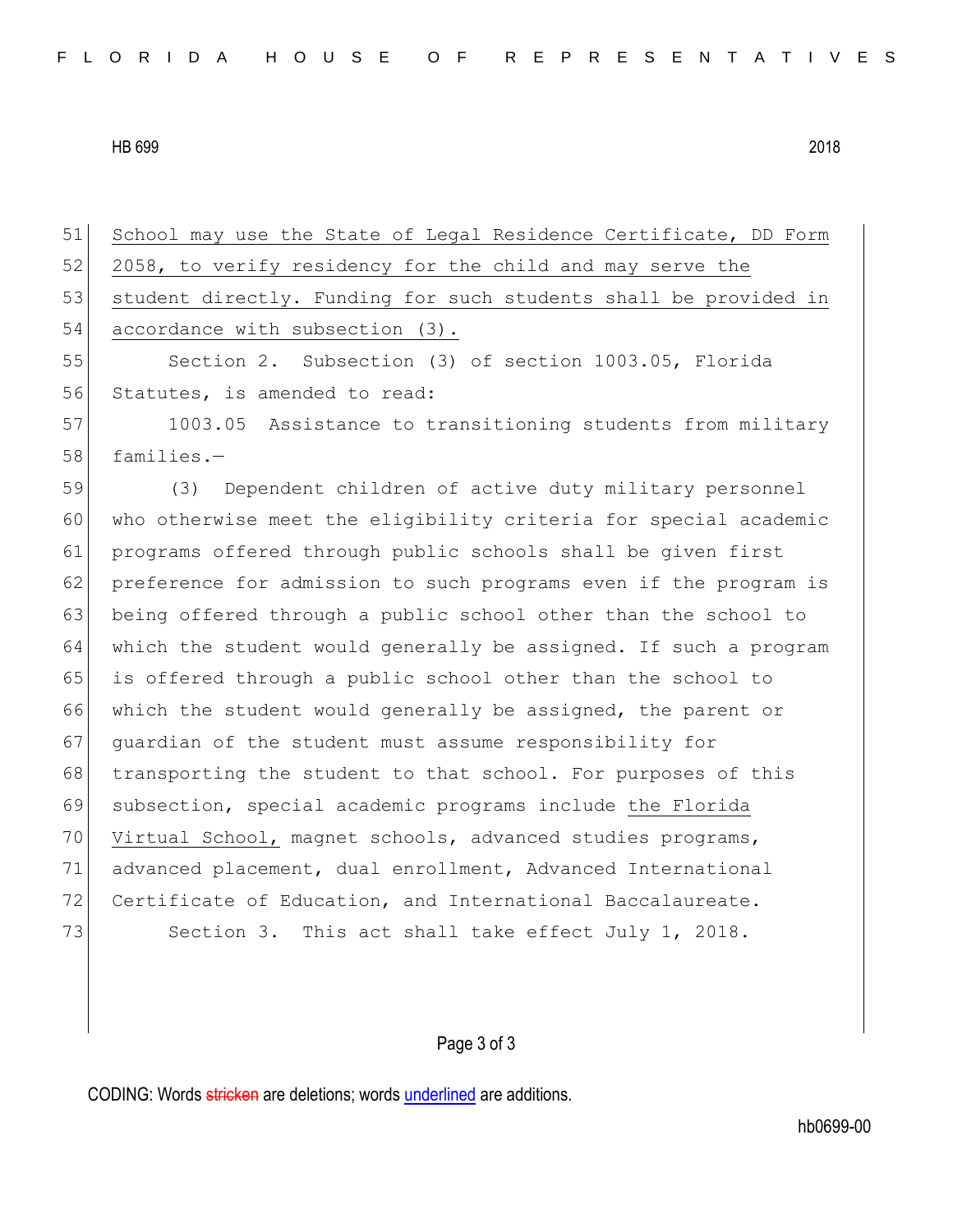School may use the State of Legal Residence Certificate, DD Form 2058, to verify residency for the child and may serve the student directly. Funding for such students shall be provided in accordance with subsection (3).

Section 2. Subsection (3) of section 1003.05, Florida Statutes, is amended to read:

1003.05 Assistance to transitioning students from military families.—

(3) Dependent children of active duty military personnel who otherwise meet the eligibility criteria for special academic programs offered through public schools shall be given first preference for admission to such programs even if the program is being offered through a public school other than the school to which the student would generally be assigned. If such a program is offered through a public school other than the school to which the student would generally be assigned, the parent or guardian of the student must assume responsibility for transporting the student to that school. For purposes of this subsection, special academic programs include the Florida Virtual School, magnet schools, advanced studies programs, advanced placement, dual enrollment, Advanced International Certificate of Education, and International Baccalaureate.

Section 3. This act shall take effect July 1, 2018.